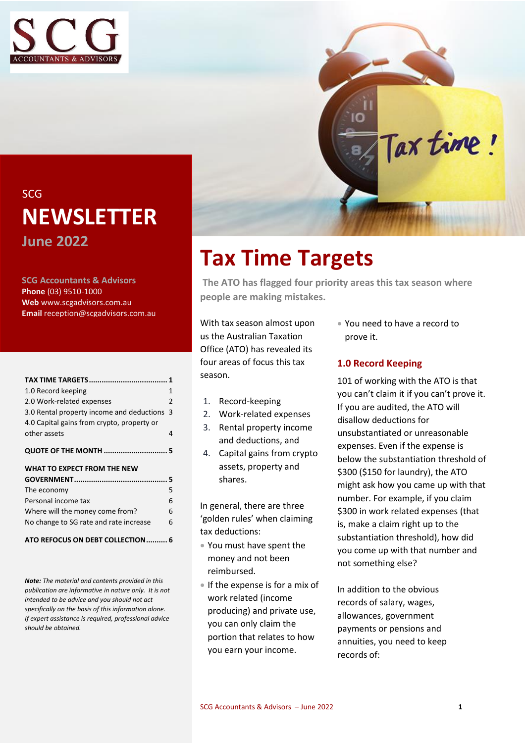SCG

# NEWSLETTER

**June 2022**

**SCG Accountants & Advisors**
**Phone** (03) 9510-1000
**Web** www.scgadvisors.com.au
**Email** reception@scgadvisors.com.au

| | |
|---|---|
| **TAX TIME TARGETS** | **1** |
| 1.0 Record keeping | 1 |
| 2.0 Work-related expenses | 2 |
| 3.0 Rental property income and deductions | 3 |
| 4.0 Capital gains from crypto, property or other assets | 4 |
| **QUOTE OF THE MONTH** | **5** |
| **WHAT TO EXPECT FROM THE NEW GOVERNMENT** | **5** |
| The economy | 5 |
| Personal income tax | 6 |
| Where will the money come from? | 6 |
| No change to SG rate and rate increase | 6 |
| **ATO REFOCUS ON DEBT COLLECTION** | **6** |

***Note:** The material and contents provided in this publication are informative in nature only. It is not intended to be advice and you should not act specifically on the basis of this information alone. If expert assistance is required, professional advice should be obtained.*

# Tax Time Targets

**The ATO has flagged four priority areas this tax season where people are making mistakes.**

With tax season almost upon us the Australian Taxation Office (ATO) has revealed its four areas of focus this tax season.

1. Record-keeping
2. Work-related expenses
3. Rental property income and deductions, and
4. Capital gains from crypto assets, property and shares.

In general, there are three 'golden rules' when claiming tax deductions:

- You must have spent the money and not been reimbursed.
- If the expense is for a mix of work related (income producing) and private use, you can only claim the portion that relates to how you earn your income.
- You need to have a record to prove it.

## 1.0 Record Keeping

101 of working with the ATO is that you can't claim it if you can't prove it. If you are audited, the ATO will disallow deductions for unsubstantiated or unreasonable expenses. Even if the expense is below the substantiation threshold of $300 ($150 for laundry), the ATO might ask how you came up with that number. For example, if you claim $300 in work related expenses (that is, make a claim right up to the substantiation threshold), how did you come up with that number and not something else?

In addition to the obvious records of salary, wages, allowances, government payments or pensions and annuities, you need to keep records of: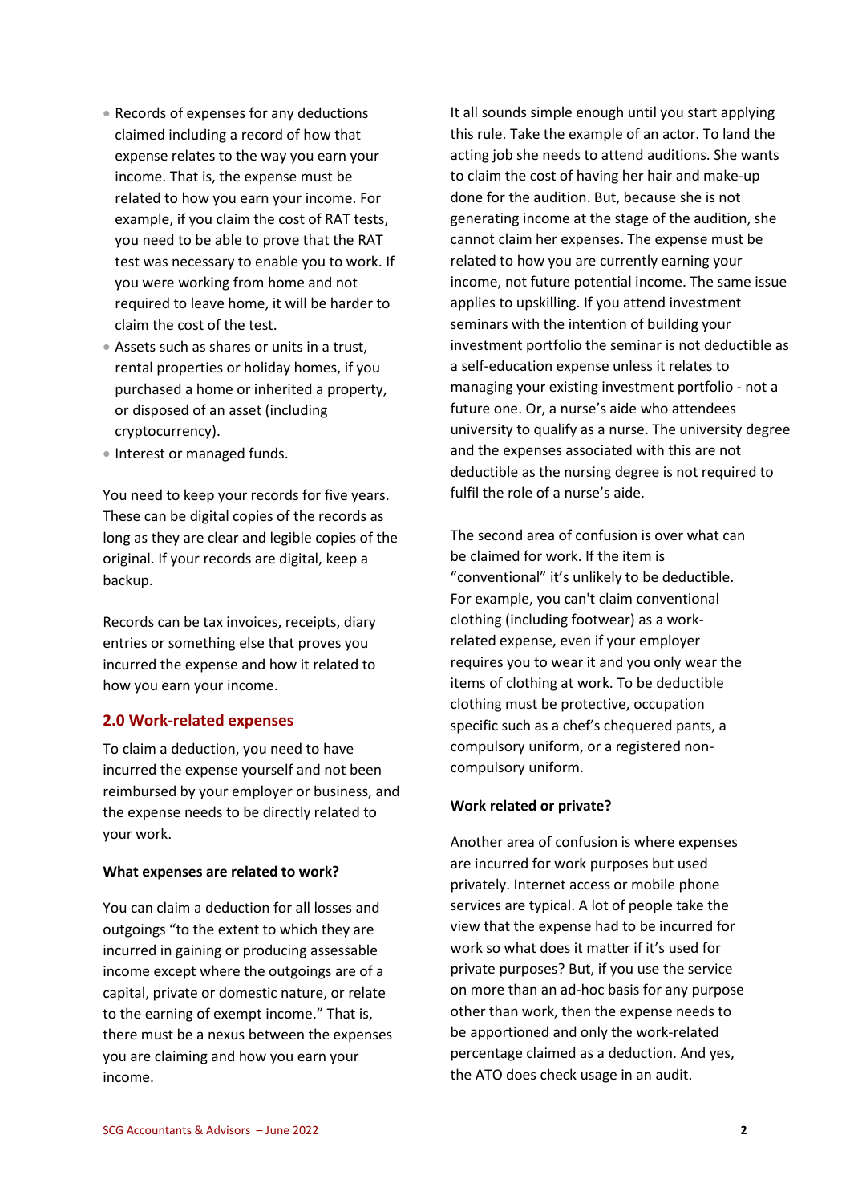- Records of expenses for any deductions claimed including a record of how that expense relates to the way you earn your income. That is, the expense must be related to how you earn your income. For example, if you claim the cost of RAT tests, you need to be able to prove that the RAT test was necessary to enable you to work. If you were working from home and not required to leave home, it will be harder to claim the cost of the test.
- Assets such as shares or units in a trust, rental properties or holiday homes, if you purchased a home or inherited a property, or disposed of an asset (including cryptocurrency).
- Interest or managed funds.

You need to keep your records for five years. These can be digital copies of the records as long as they are clear and legible copies of the original. If your records are digital, keep a backup.

Records can be tax invoices, receipts, diary entries or something else that proves you incurred the expense and how it related to how you earn your income.

## 2.0 Work-related expenses

To claim a deduction, you need to have incurred the expense yourself and not been reimbursed by your employer or business, and the expense needs to be directly related to your work.

**What expenses are related to work?**

You can claim a deduction for all losses and outgoings "to the extent to which they are incurred in gaining or producing assessable income except where the outgoings are of a capital, private or domestic nature, or relate to the earning of exempt income." That is, there must be a nexus between the expenses you are claiming and how you earn your income.

It all sounds simple enough until you start applying this rule. Take the example of an actor. To land the acting job she needs to attend auditions. She wants to claim the cost of having her hair and make-up done for the audition. But, because she is not generating income at the stage of the audition, she cannot claim her expenses. The expense must be related to how you are currently earning your income, not future potential income. The same issue applies to upskilling. If you attend investment seminars with the intention of building your investment portfolio the seminar is not deductible as a self-education expense unless it relates to managing your existing investment portfolio - not a future one. Or, a nurse's aide who attendees university to qualify as a nurse. The university degree and the expenses associated with this are not deductible as the nursing degree is not required to fulfil the role of a nurse's aide.

The second area of confusion is over what can be claimed for work. If the item is "conventional" it's unlikely to be deductible. For example, you can't claim conventional clothing (including footwear) as a work-related expense, even if your employer requires you to wear it and you only wear the items of clothing at work. To be deductible clothing must be protective, occupation specific such as a chef's chequered pants, a compulsory uniform, or a registered non-compulsory uniform.

**Work related or private?**

Another area of confusion is where expenses are incurred for work purposes but used privately. Internet access or mobile phone services are typical. A lot of people take the view that the expense had to be incurred for work so what does it matter if it's used for private purposes? But, if you use the service on more than an ad-hoc basis for any purpose other than work, then the expense needs to be apportioned and only the work-related percentage claimed as a deduction. And yes, the ATO does check usage in an audit.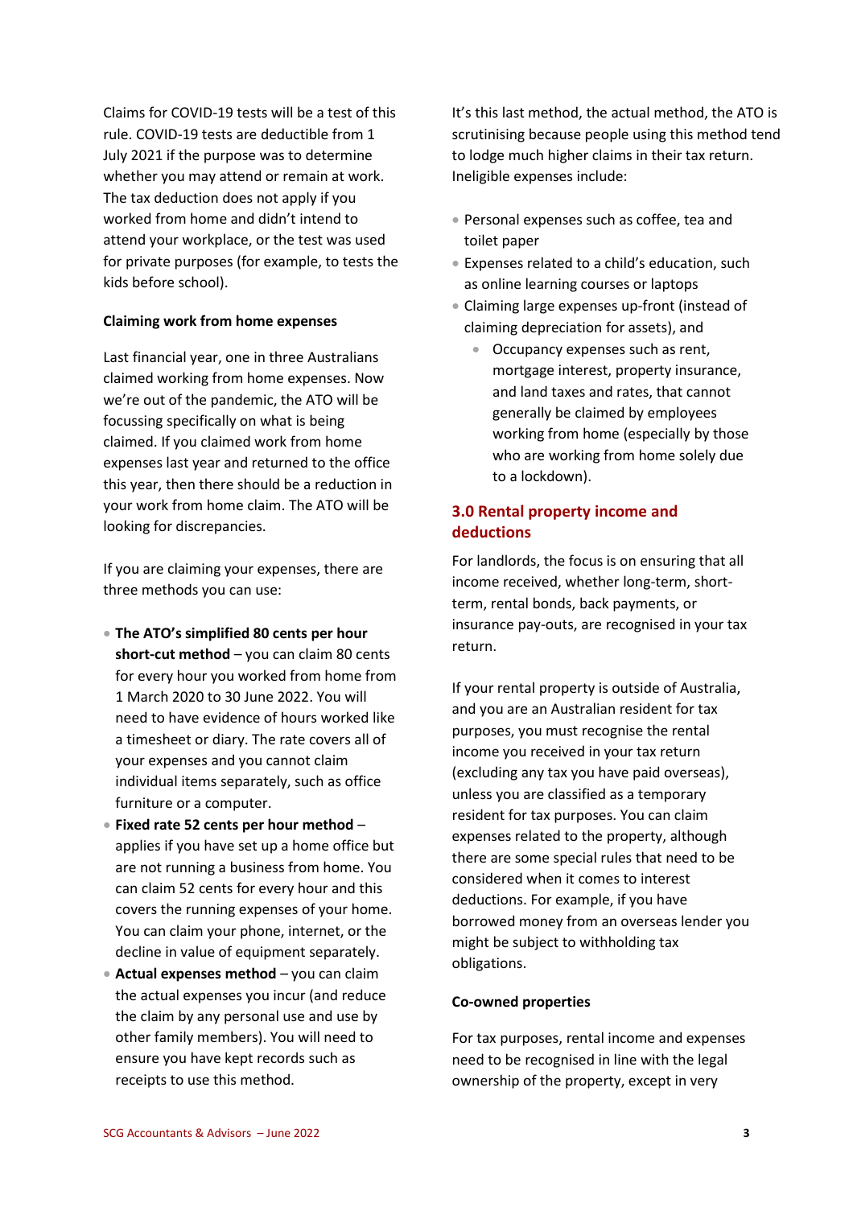Claims for COVID-19 tests will be a test of this rule. COVID-19 tests are deductible from 1 July 2021 if the purpose was to determine whether you may attend or remain at work. The tax deduction does not apply if you worked from home and didn't intend to attend your workplace, or the test was used for private purposes (for example, to tests the kids before school).

**Claiming work from home expenses**

Last financial year, one in three Australians claimed working from home expenses. Now we're out of the pandemic, the ATO will be focussing specifically on what is being claimed. If you claimed work from home expenses last year and returned to the office this year, then there should be a reduction in your work from home claim. The ATO will be looking for discrepancies.

If you are claiming your expenses, there are three methods you can use:

- **The ATO's simplified 80 cents per hour short-cut method** – you can claim 80 cents for every hour you worked from home from 1 March 2020 to 30 June 2022. You will need to have evidence of hours worked like a timesheet or diary. The rate covers all of your expenses and you cannot claim individual items separately, such as office furniture or a computer.
- **Fixed rate 52 cents per hour method** – applies if you have set up a home office but are not running a business from home. You can claim 52 cents for every hour and this covers the running expenses of your home. You can claim your phone, internet, or the decline in value of equipment separately.
- **Actual expenses method** – you can claim the actual expenses you incur (and reduce the claim by any personal use and use by other family members). You will need to ensure you have kept records such as receipts to use this method.

It's this last method, the actual method, the ATO is scrutinising because people using this method tend to lodge much higher claims in their tax return. Ineligible expenses include:

- Personal expenses such as coffee, tea and toilet paper
- Expenses related to a child's education, such as online learning courses or laptops
- Claiming large expenses up-front (instead of claiming depreciation for assets), and
    - Occupancy expenses such as rent, mortgage interest, property insurance, and land taxes and rates, that cannot generally be claimed by employees working from home (especially by those who are working from home solely due to a lockdown).

## 3.0 Rental property income and deductions

For landlords, the focus is on ensuring that all income received, whether long-term, short-term, rental bonds, back payments, or insurance pay-outs, are recognised in your tax return.

If your rental property is outside of Australia, and you are an Australian resident for tax purposes, you must recognise the rental income you received in your tax return (excluding any tax you have paid overseas), unless you are classified as a temporary resident for tax purposes. You can claim expenses related to the property, although there are some special rules that need to be considered when it comes to interest deductions. For example, if you have borrowed money from an overseas lender you might be subject to withholding tax obligations.

**Co-owned properties**

For tax purposes, rental income and expenses need to be recognised in line with the legal ownership of the property, except in very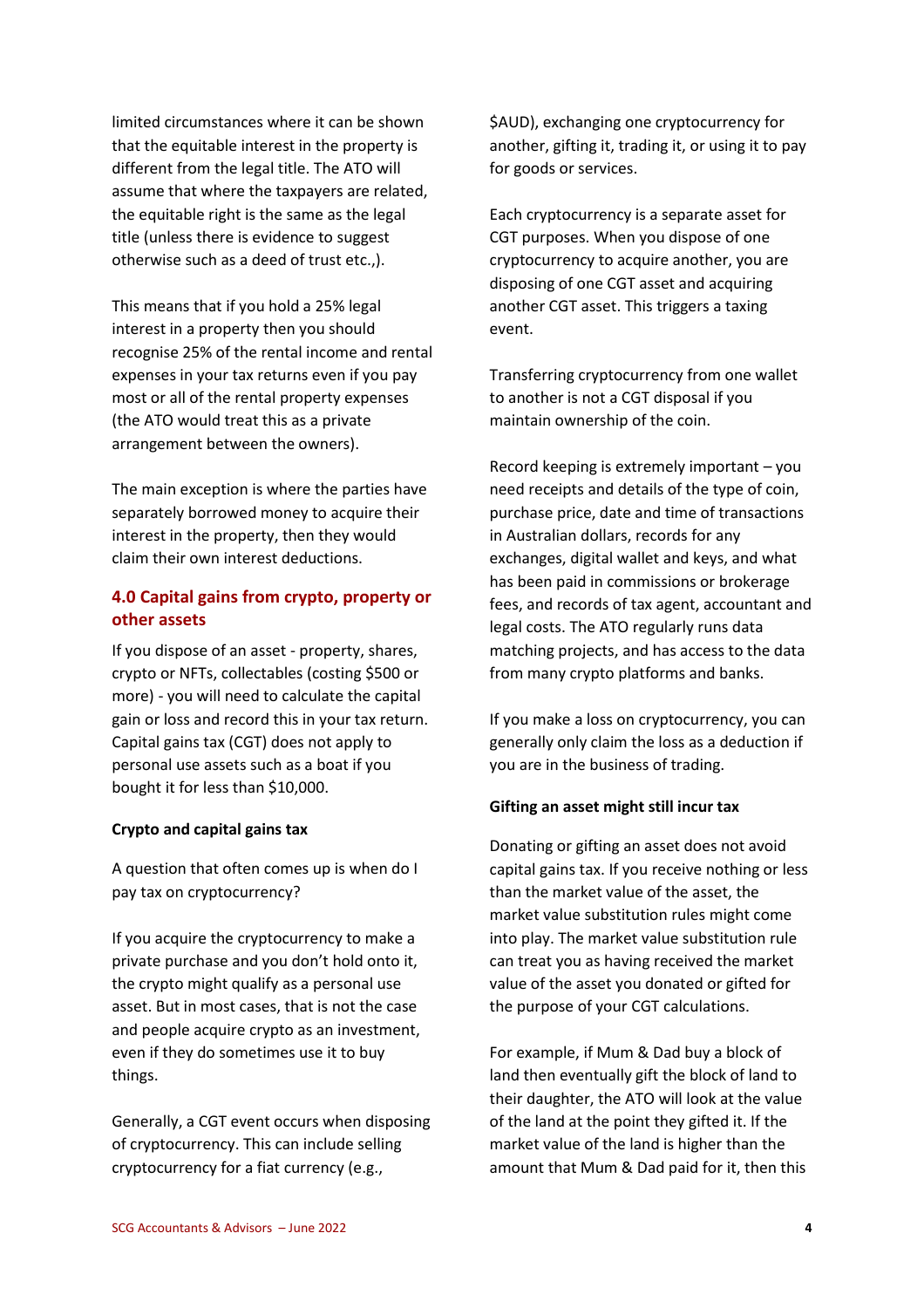limited circumstances where it can be shown that the equitable interest in the property is different from the legal title. The ATO will assume that where the taxpayers are related, the equitable right is the same as the legal title (unless there is evidence to suggest otherwise such as a deed of trust etc.,).

This means that if you hold a 25% legal interest in a property then you should recognise 25% of the rental income and rental expenses in your tax returns even if you pay most or all of the rental property expenses (the ATO would treat this as a private arrangement between the owners).

The main exception is where the parties have separately borrowed money to acquire their interest in the property, then they would claim their own interest deductions.

## 4.0 Capital gains from crypto, property or other assets

If you dispose of an asset - property, shares, crypto or NFTs, collectables (costing $500 or more) - you will need to calculate the capital gain or loss and record this in your tax return. Capital gains tax (CGT) does not apply to personal use assets such as a boat if you bought it for less than $10,000.

**Crypto and capital gains tax**

A question that often comes up is when do I pay tax on cryptocurrency?

If you acquire the cryptocurrency to make a private purchase and you don't hold onto it, the crypto might qualify as a personal use asset. But in most cases, that is not the case and people acquire crypto as an investment, even if they do sometimes use it to buy things.

Generally, a CGT event occurs when disposing of cryptocurrency. This can include selling cryptocurrency for a fiat currency (e.g., $AUD), exchanging one cryptocurrency for another, gifting it, trading it, or using it to pay for goods or services.

Each cryptocurrency is a separate asset for CGT purposes. When you dispose of one cryptocurrency to acquire another, you are disposing of one CGT asset and acquiring another CGT asset. This triggers a taxing event.

Transferring cryptocurrency from one wallet to another is not a CGT disposal if you maintain ownership of the coin.

Record keeping is extremely important – you need receipts and details of the type of coin, purchase price, date and time of transactions in Australian dollars, records for any exchanges, digital wallet and keys, and what has been paid in commissions or brokerage fees, and records of tax agent, accountant and legal costs. The ATO regularly runs data matching projects, and has access to the data from many crypto platforms and banks.

If you make a loss on cryptocurrency, you can generally only claim the loss as a deduction if you are in the business of trading.

**Gifting an asset might still incur tax**

Donating or gifting an asset does not avoid capital gains tax. If you receive nothing or less than the market value of the asset, the market value substitution rules might come into play. The market value substitution rule can treat you as having received the market value of the asset you donated or gifted for the purpose of your CGT calculations.

For example, if Mum & Dad buy a block of land then eventually gift the block of land to their daughter, the ATO will look at the value of the land at the point they gifted it. If the market value of the land is higher than the amount that Mum & Dad paid for it, then this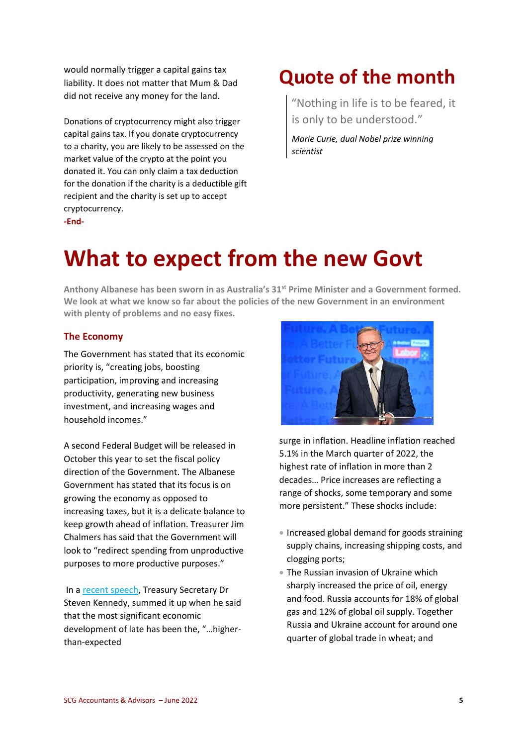would normally trigger a capital gains tax liability. It does not matter that Mum & Dad did not receive any money for the land.

Donations of cryptocurrency might also trigger capital gains tax. If you donate cryptocurrency to a charity, you are likely to be assessed on the market value of the crypto at the point you donated it. You can only claim a tax deduction for the donation if the charity is a deductible gift recipient and the charity is set up to accept cryptocurrency.

**-End-**

## Quote of the month

> "Nothing in life is to be feared, it is only to be understood."
>
> *Marie Curie, dual Nobel prize winning scientist*

# What to expect from the new Govt

**Anthony Albanese has been sworn in as Australia's 31st Prime Minister and a Government formed. We look at what we know so far about the policies of the new Government in an environment with plenty of problems and no easy fixes.**

### The Economy

The Government has stated that its economic priority is, "creating jobs, boosting participation, improving and increasing productivity, generating new business investment, and increasing wages and household incomes."

A second Federal Budget will be released in October this year to set the fiscal policy direction of the Government. The Albanese Government has stated that its focus is on growing the economy as opposed to increasing taxes, but it is a delicate balance to keep growth ahead of inflation. Treasurer Jim Chalmers has said that the Government will look to "redirect spending from unproductive purposes to more productive purposes."

In a recent speech, Treasury Secretary Dr Steven Kennedy, summed it up when he said that the most significant economic development of late has been the, "…higher-than-expected surge in inflation. Headline inflation reached 5.1% in the March quarter of 2022, the highest rate of inflation in more than 2 decades… Price increases are reflecting a range of shocks, some temporary and some more persistent." These shocks include:

- Increased global demand for goods straining supply chains, increasing shipping costs, and clogging ports;
- The Russian invasion of Ukraine which sharply increased the price of oil, energy and food. Russia accounts for 18% of global gas and 12% of global oil supply. Together Russia and Ukraine account for around one quarter of global trade in wheat; and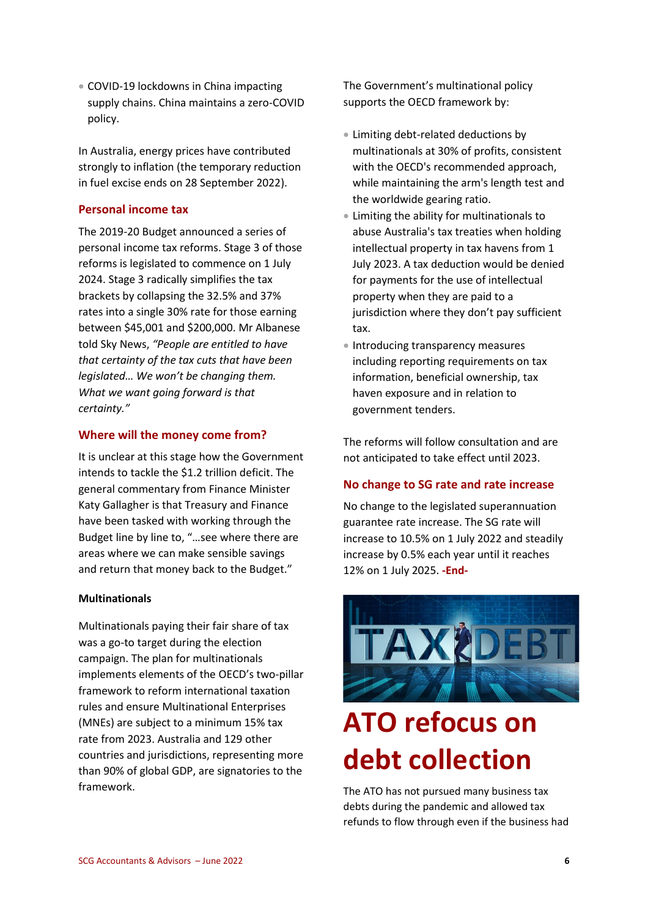- COVID-19 lockdowns in China impacting supply chains. China maintains a zero-COVID policy.

In Australia, energy prices have contributed strongly to inflation (the temporary reduction in fuel excise ends on 28 September 2022).

## Personal income tax

The 2019-20 Budget announced a series of personal income tax reforms. Stage 3 of those reforms is legislated to commence on 1 July 2024. Stage 3 radically simplifies the tax brackets by collapsing the 32.5% and 37% rates into a single 30% rate for those earning between $45,001 and $200,000. Mr Albanese told Sky News, *"People are entitled to have that certainty of the tax cuts that have been legislated… We won't be changing them. What we want going forward is that certainty."*

## Where will the money come from?

It is unclear at this stage how the Government intends to tackle the $1.2 trillion deficit. The general commentary from Finance Minister Katy Gallagher is that Treasury and Finance have been tasked with working through the Budget line by line to, "…see where there are areas where we can make sensible savings and return that money back to the Budget."

### Multinationals

Multinationals paying their fair share of tax was a go-to target during the election campaign. The plan for multinationals implements elements of the OECD's two-pillar framework to reform international taxation rules and ensure Multinational Enterprises (MNEs) are subject to a minimum 15% tax rate from 2023. Australia and 129 other countries and jurisdictions, representing more than 90% of global GDP, are signatories to the framework.

The Government's multinational policy supports the OECD framework by:

- Limiting debt-related deductions by multinationals at 30% of profits, consistent with the OECD's recommended approach, while maintaining the arm's length test and the worldwide gearing ratio.
- Limiting the ability for multinationals to abuse Australia's tax treaties when holding intellectual property in tax havens from 1 July 2023. A tax deduction would be denied for payments for the use of intellectual property when they are paid to a jurisdiction where they don't pay sufficient tax.
- Introducing transparency measures including reporting requirements on tax information, beneficial ownership, tax haven exposure and in relation to government tenders.

The reforms will follow consultation and are not anticipated to take effect until 2023.

## No change to SG rate and rate increase

No change to the legislated superannuation guarantee rate increase. The SG rate will increase to 10.5% on 1 July 2022 and steadily increase by 0.5% each year until it reaches 12% on 1 July 2025. **-End-**

# ATO refocus on debt collection

The ATO has not pursued many business tax debts during the pandemic and allowed tax refunds to flow through even if the business had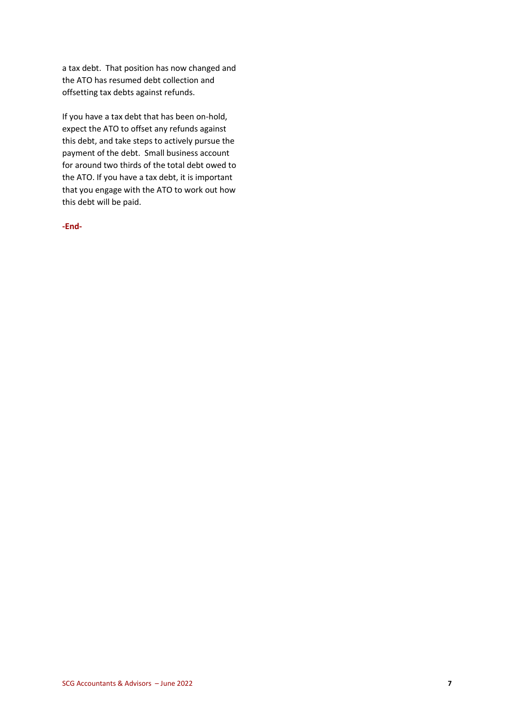a tax debt. That position has now changed and the ATO has resumed debt collection and offsetting tax debts against refunds.

If you have a tax debt that has been on-hold, expect the ATO to offset any refunds against this debt, and take steps to actively pursue the payment of the debt. Small business account for around two thirds of the total debt owed to the ATO. If you have a tax debt, it is important that you engage with the ATO to work out how this debt will be paid.

**-End-**